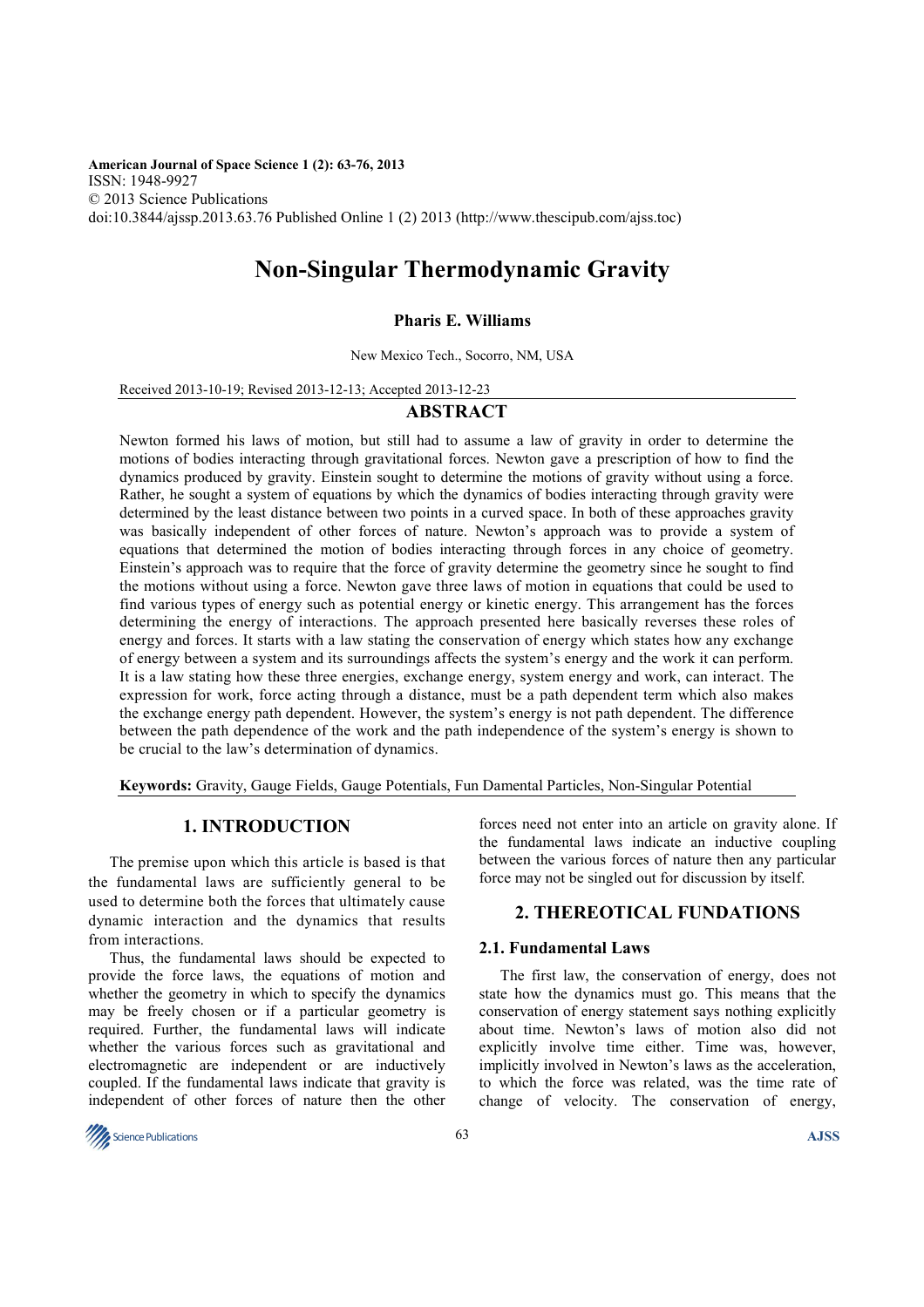American Journal of Space Science 1 (2): 63-76, 2013
ISSN: 1948-9927
© 2013 Science Publications
doi:10.3844/ajssp.2013.63.76 Published Online 1 (2) 2013 (http://www.thescipub.com/ajss.toc)

# Non-Singular Thermodynamic Gravity

**Pharis E. Williams**

New Mexico Tech., Socorro, NM, USA

Received 2013-10-19; Revised 2013-12-13; Accepted 2013-12-23

## ABSTRACT

Newton formed his laws of motion, but still had to assume a law of gravity in order to determine the motions of bodies interacting through gravitational forces. Newton gave a prescription of how to find the dynamics produced by gravity. Einstein sought to determine the motions of gravity without using a force. Rather, he sought a system of equations by which the dynamics of bodies interacting through gravity were determined by the least distance between two points in a curved space. In both of these approaches gravity was basically independent of other forces of nature. Newton's approach was to provide a system of equations that determined the motion of bodies interacting through forces in any choice of geometry. Einstein's approach was to require that the force of gravity determine the geometry since he sought to find the motions without using a force. Newton gave three laws of motion in equations that could be used to find various types of energy such as potential energy or kinetic energy. This arrangement has the forces determining the energy of interactions. The approach presented here basically reverses these roles of energy and forces. It starts with a law stating the conservation of energy which states how any exchange of energy between a system and its surroundings affects the system's energy and the work it can perform. It is a law stating how these three energies, exchange energy, system energy and work, can interact. The expression for work, force acting through a distance, must be a path dependent term which also makes the exchange energy path dependent. However, the system's energy is not path dependent. The difference between the path dependence of the work and the path independence of the system's energy is shown to be crucial to the law's determination of dynamics.

**Keywords:** Gravity, Gauge Fields, Gauge Potentials, Fun Damental Particles, Non-Singular Potential

## 1. INTRODUCTION

The premise upon which this article is based is that the fundamental laws are sufficiently general to be used to determine both the forces that ultimately cause dynamic interaction and the dynamics that results from interactions.

Thus, the fundamental laws should be expected to provide the force laws, the equations of motion and whether the geometry in which to specify the dynamics may be freely chosen or if a particular geometry is required. Further, the fundamental laws will indicate whether the various forces such as gravitational and electromagnetic are independent or are inductively coupled. If the fundamental laws indicate that gravity is independent of other forces of nature then the other forces need not enter into an article on gravity alone. If the fundamental laws indicate an inductive coupling between the various forces of nature then any particular force may not be singled out for discussion by itself.

## 2. THEREOTICAL FUNDATIONS

### 2.1. Fundamental Laws

The first law, the conservation of energy, does not state how the dynamics must go. This means that the conservation of energy statement says nothing explicitly about time. Newton's laws of motion also did not explicitly involve time either. Time was, however, implicitly involved in Newton's laws as the acceleration, to which the force was related, was the time rate of change of velocity. The conservation of energy,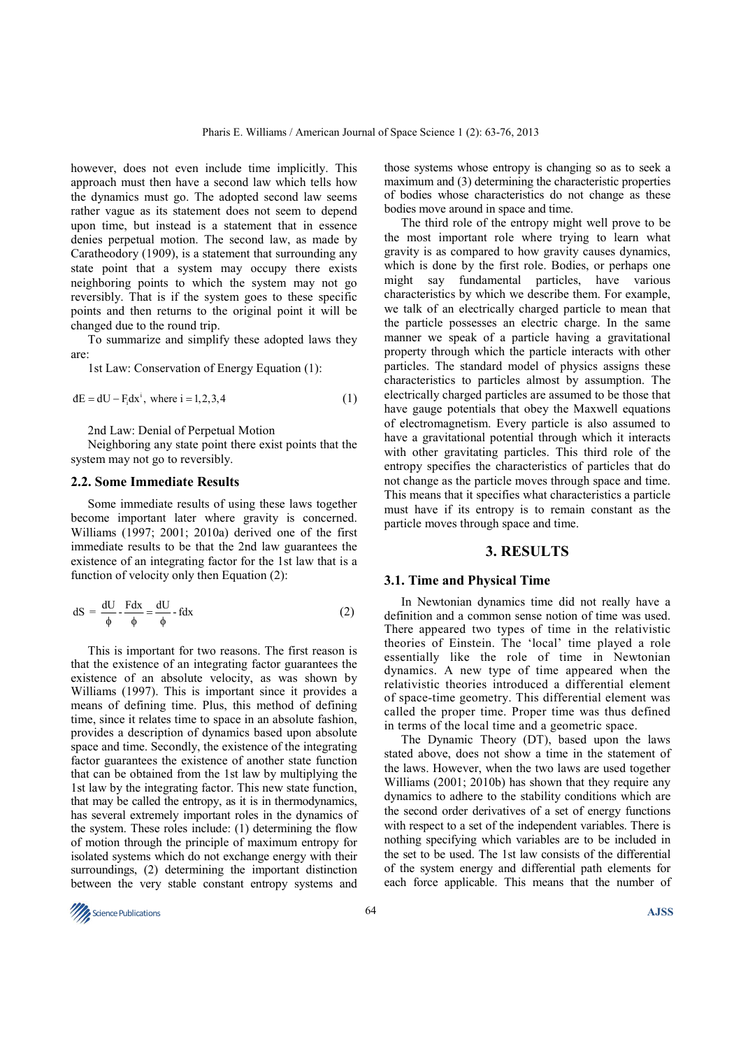however, does not even include time implicitly. This approach must then have a second law which tells how the dynamics must go. The adopted second law seems rather vague as its statement does not seem to depend upon time, but instead is a statement that in essence denies perpetual motion. The second law, as made by Caratheodory (1909), is a statement that surrounding any state point that a system may occupy there exists neighboring points to which the system may not go reversibly. That is if the system goes to these specific points and then returns to the original point it will be changed due to the round trip.

To summarize and simplify these adopted laws they are:

1st Law: Conservation of Energy Equation (1):

$$đE = dU - F_i dx^i, \text{ where } i = 1,2,3,4 \tag{1}$$

2nd Law: Denial of Perpetual Motion

Neighboring any state point there exist points that the system may not go to reversibly.

### 2.2. Some Immediate Results

Some immediate results of using these laws together become important later where gravity is concerned. Williams (1997; 2001; 2010a) derived one of the first immediate results to be that the 2nd law guarantees the existence of an integrating factor for the 1st law that is a function of velocity only then Equation (2):

$$dS = \frac{dU}{\phi} - \frac{Fdx}{\phi} = \frac{dU}{\phi} - fdx \tag{2}$$

This is important for two reasons. The first reason is that the existence of an integrating factor guarantees the existence of an absolute velocity, as was shown by Williams (1997). This is important since it provides a means of defining time. Plus, this method of defining time, since it relates time to space in an absolute fashion, provides a description of dynamics based upon absolute space and time. Secondly, the existence of the integrating factor guarantees the existence of another state function that can be obtained from the 1st law by multiplying the 1st law by the integrating factor. This new state function, that may be called the entropy, as it is in thermodynamics, has several extremely important roles in the dynamics of the system. These roles include: (1) determining the flow of motion through the principle of maximum entropy for isolated systems which do not exchange energy with their surroundings, (2) determining the important distinction between the very stable constant entropy systems and those systems whose entropy is changing so as to seek a maximum and (3) determining the characteristic properties of bodies whose characteristics do not change as these bodies move around in space and time.

The third role of the entropy might well prove to be the most important role where trying to learn what gravity is as compared to how gravity causes dynamics, which is done by the first role. Bodies, or perhaps one might say fundamental particles, have various characteristics by which we describe them. For example, we talk of an electrically charged particle to mean that the particle possesses an electric charge. In the same manner we speak of a particle having a gravitational property through which the particle interacts with other particles. The standard model of physics assigns these characteristics to particles almost by assumption. The electrically charged particles are assumed to be those that have gauge potentials that obey the Maxwell equations of electromagnetism. Every particle is also assumed to have a gravitational potential through which it interacts with other gravitating particles. This third role of the entropy specifies the characteristics of particles that do not change as the particle moves through space and time. This means that it specifies what characteristics a particle must have if its entropy is to remain constant as the particle moves through space and time.

## 3. RESULTS

### 3.1. Time and Physical Time

In Newtonian dynamics time did not really have a definition and a common sense notion of time was used. There appeared two types of time in the relativistic theories of Einstein. The 'local' time played a role essentially like the role of time in Newtonian dynamics. A new type of time appeared when the relativistic theories introduced a differential element of space-time geometry. This differential element was called the proper time. Proper time was thus defined in terms of the local time and a geometric space.

The Dynamic Theory (DT), based upon the laws stated above, does not show a time in the statement of the laws. However, when the two laws are used together Williams (2001; 2010b) has shown that they require any dynamics to adhere to the stability conditions which are the second order derivatives of a set of energy functions with respect to a set of the independent variables. There is nothing specifying which variables are to be included in the set to be used. The 1st law consists of the differential of the system energy and differential path elements for each force applicable. This means that the number of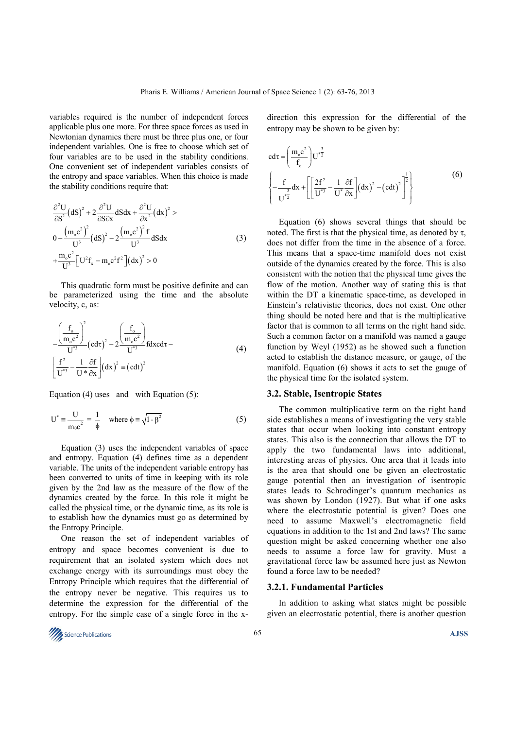variables required is the number of independent forces applicable plus one more. For three space forces as used in Newtonian dynamics there must be three plus one, or four independent variables. One is free to choose which set of four variables are to be used in the stability conditions. One convenient set of independent variables consists of the entropy and space variables. When this choice is made the stability conditions require that:

$$
\begin{aligned}
&\frac{\partial^2 U}{\partial S^2}(dS)^2 + 2\frac{\partial^2 U}{\partial S \partial x} dSdx + \frac{\partial^2 U}{\partial x^2}(dx)^2 > \\
&0 - \frac{\left(m_o c^2\right)^2}{U^3}(dS)^2 - 2\frac{\left(m_o c^2\right)^2 f}{U^3} dSdx \\
&+ \frac{m_o c^2}{U^3}\left[U^2 f_x - m_o c^2 f^2\right](dx)^2 > 0
\end{aligned}
\tag{3}
$$

This quadratic form must be positive definite and can be parameterized using the time and the absolute velocity, c, as:

$$
-\frac{\left(\frac{f_o}{m_o c^2}\right)^2}{U^{*3}}(cd\tau)^2 - 2\frac{\left(\frac{f_o}{m_o c^2}\right)}{U^{*3}} f dx cd\tau - \left[\frac{f^2}{U^{*3}} - \frac{1}{U^*}\frac{\partial f}{\partial x}\right](dx)^2 \equiv (cdt)^2
\tag{4}
$$

Equation (4) uses and with Equation (5):

$$
U^* \equiv \frac{U}{m_0 c^2} = \frac{1}{\phi} \quad \text{where } \phi \equiv \sqrt{1-\beta^2}
\tag{5}
$$

Equation (3) uses the independent variables of space and entropy. Equation (4) defines time as a dependent variable. The units of the independent variable entropy has been converted to units of time in keeping with its role given by the 2nd law as the measure of the flow of the dynamics created by the force. In this role it might be called the physical time, or the dynamic time, as its role is to establish how the dynamics must go as determined by the Entropy Principle.

One reason the set of independent variables of entropy and space becomes convenient is due to requirement that an isolated system which does not exchange energy with its surroundings must obey the Entropy Principle which requires that the differential of the entropy never be negative. This requires us to determine the expression for the differential of the entropy. For the simple case of a single force in the x-direction this expression for the differential of the entropy may be shown to be given by:

$$
cd\tau = \left(\frac{m_o c^2}{f_o}\right) U^{*\frac{3}{2}}
\left\{ -\frac{f}{U^{*\frac{3}{2}}} dx + \left[\left[\frac{2f^2}{U^{*3}} - \frac{1}{U^*}\frac{\partial f}{\partial x}\right](dx)^2 - (cdt)^2\right]^{\frac{1}{2}} \right\}
\tag{6}
$$

Equation (6) shows several things that should be noted. The first is that the physical time, as denoted by τ, does not differ from the time in the absence of a force. This means that a space-time manifold does not exist outside of the dynamics created by the force. This is also consistent with the notion that the physical time gives the flow of the motion. Another way of stating this is that within the DT a kinematic space-time, as developed in Einstein's relativistic theories, does not exist. One other thing should be noted here and that is the multiplicative factor that is common to all terms on the right hand side. Such a common factor on a manifold was named a gauge function by Weyl (1952) as he showed such a function acted to establish the distance measure, or gauge, of the manifold. Equation (6) shows it acts to set the gauge of the physical time for the isolated system.

### 3.2. Stable, Isentropic States

The common multiplicative term on the right hand side establishes a means of investigating the very stable states that occur when looking into constant entropy states. This also is the connection that allows the DT to apply the two fundamental laws into additional, interesting areas of physics. One area that it leads into is the area that should one be given an electrostatic gauge potential then an investigation of isentropic states leads to Schrodinger's quantum mechanics as was shown by London (1927). But what if one asks where the electrostatic potential is given? Does one need to assume Maxwell's electromagnetic field equations in addition to the 1st and 2nd laws? The same question might be asked concerning whether one also needs to assume a force law for gravity. Must a gravitational force law be assumed here just as Newton found a force law to be needed?

#### 3.2.1. Fundamental Particles

In addition to asking what states might be possible given an electrostatic potential, there is another question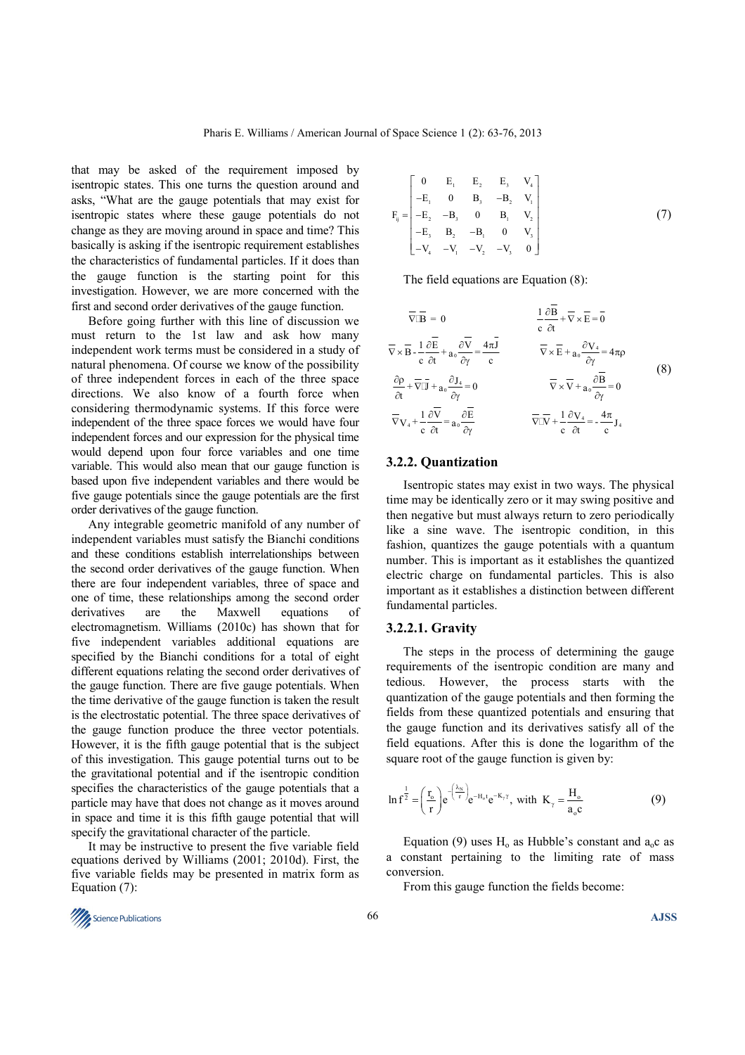that may be asked of the requirement imposed by isentropic states. This one turns the question around and asks, "What are the gauge potentials that may exist for isentropic states where these gauge potentials do not change as they are moving around in space and time? This basically is asking if the isentropic requirement establishes the characteristics of fundamental particles. If it does than the gauge function is the starting point for this investigation. However, we are more concerned with the first and second order derivatives of the gauge function.

Before going further with this line of discussion we must return to the 1st law and ask how many independent work terms must be considered in a study of natural phenomena. Of course we know of the possibility of three independent forces in each of the three space directions. We also know of a fourth force when considering thermodynamic systems. If this force were independent of the three space forces we would have four independent forces and our expression for the physical time would depend upon four force variables and one time variable. This would also mean that our gauge function is based upon five independent variables and there would be five gauge potentials since the gauge potentials are the first order derivatives of the gauge function.

Any integrable geometric manifold of any number of independent variables must satisfy the Bianchi conditions and these conditions establish interrelationships between the second order derivatives of the gauge function. When there are four independent variables, three of space and one of time, these relationships among the second order derivatives are the Maxwell equations of electromagnetism. Williams (2010c) has shown that for five independent variables additional equations are specified by the Bianchi conditions for a total of eight different equations relating the second order derivatives of the gauge function. There are five gauge potentials. When the time derivative of the gauge function is taken the result is the electrostatic potential. The three space derivatives of the gauge function produce the three vector potentials. However, it is the fifth gauge potential that is the subject of this investigation. This gauge potential turns out to be the gravitational potential and if the isentropic condition specifies the characteristics of the gauge potentials that a particle may have that does not change as it moves around in space and time it is this fifth gauge potential that will specify the gravitational character of the particle.

It may be instructive to present the five variable field equations derived by Williams (2001; 2010d). First, the five variable fields may be presented in matrix form as Equation (7):

$$F_{ij} = \begin{bmatrix} 0 & E_1 & E_2 & E_3 & V_4 \\ -E_1 & 0 & B_3 & -B_2 & V_1 \\ -E_2 & -B_3 & 0 & B_1 & V_2 \\ -E_3 & B_2 & -B_1 & 0 & V_3 \\ -V_4 & -V_1 & -V_2 & -V_3 & 0 \end{bmatrix} \tag{7}$$

The field equations are Equation (8):

$$\begin{aligned}
&\bar{\nabla}\cdot\bar{B} = 0 && \frac{1}{c}\frac{\partial \bar{B}}{\partial t} + \bar{\nabla}\times\bar{E} = \bar{0} \\
&\bar{\nabla}\times\bar{B} - \frac{1}{c}\frac{\partial \bar{E}}{\partial t} + a_0\frac{\partial \bar{V}}{\partial \gamma} = \frac{4\pi\bar{J}}{c} && \bar{\nabla}\times\bar{E} + a_0\frac{\partial V_4}{\partial \gamma} = 4\pi\rho \\
&\frac{\partial \rho}{\partial t} + \bar{\nabla}\cdot\bar{J} + a_0\frac{\partial J_4}{\partial \gamma} = 0 && \bar{\nabla}\times\bar{V} + a_0\frac{\partial \bar{B}}{\partial \gamma} = 0 \\
&\bar{\nabla}V_4 + \frac{1}{c}\frac{\partial \bar{V}}{\partial t} = a_0\frac{\partial \bar{E}}{\partial \gamma} && \bar{\nabla}\cdot\bar{V} + \frac{1}{c}\frac{\partial V_4}{\partial t} = -\frac{4\pi}{c}J_4
\end{aligned} \tag{8}$$

### 3.2.2. Quantization

Isentropic states may exist in two ways. The physical time may be identically zero or it may swing positive and then negative but must always return to zero periodically like a sine wave. The isentropic condition, in this fashion, quantizes the gauge potentials with a quantum number. This is important as it establishes the quantized electric charge on fundamental particles. This is also important as it establishes a distinction between different fundamental particles.

#### 3.2.2.1. Gravity

The steps in the process of determining the gauge requirements of the isentropic condition are many and tedious. However, the process starts with the quantization of the gauge potentials and then forming the fields from these quantized potentials and ensuring that the gauge function and its derivatives satisfy all of the field equations. After this is done the logarithm of the square root of the gauge function is given by:

$$\ln f^{\frac{1}{2}} = \left(\frac{r_o}{r}\right) e^{-\left(\frac{\lambda_N}{r}\right)} e^{-H_o t} e^{-K_\gamma \gamma}, \text{ with } K_\gamma = \frac{H_o}{a_o c} \tag{9}$$

Equation (9) uses $H_o$ as Hubble's constant and $a_o c$ as a constant pertaining to the limiting rate of mass conversion.

From this gauge function the fields become: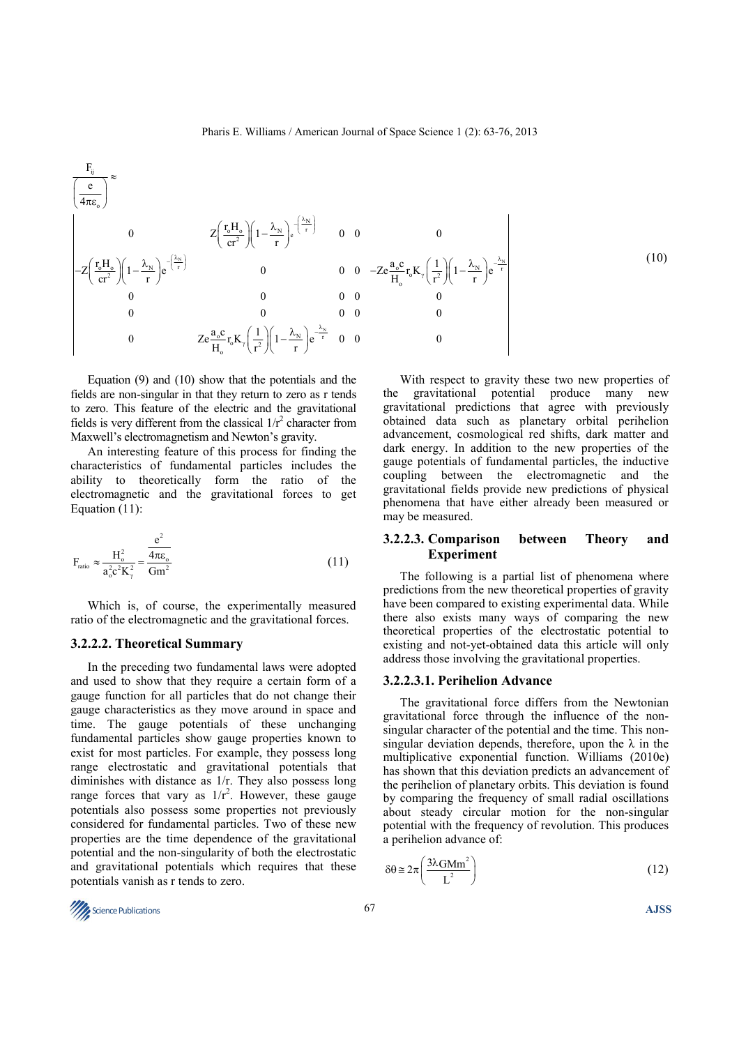$$\frac{F_{ij}}{\left(\frac{e}{4\pi\varepsilon_o}\right)} \approx \begin{vmatrix} 0 & Z\left(\frac{r_o H_o}{cr^2}\right)\left(1-\frac{\lambda_N}{r}\right)e^{-\left(\frac{\lambda_N}{r}\right)} & 0 & 0 & 0 \\ -Z\left(\frac{r_o H_o}{cr^2}\right)\left(1-\frac{\lambda_N}{r}\right)e^{-\left(\frac{\lambda_N}{r}\right)} & 0 & 0 & 0 & -Ze\frac{a_o c}{H_o}r_o K_\gamma\left(\frac{1}{r^2}\right)\left(1-\frac{\lambda_N}{r}\right)e^{-\frac{\lambda_N}{r}} \\ 0 & 0 & 0 & 0 & 0 \\ 0 & 0 & 0 & 0 & 0 \\ 0 & Ze\frac{a_o c}{H_o}r_o K_\gamma\left(\frac{1}{r^2}\right)\left(1-\frac{\lambda_N}{r}\right)e^{-\frac{\lambda_N}{r}} & 0 & 0 & 0 \end{vmatrix} \tag{10}$$

Equation (9) and (10) show that the potentials and the fields are non-singular in that they return to zero as r tends to zero. This feature of the electric and the gravitational fields is very different from the classical $1/r^2$ character from Maxwell's electromagnetism and Newton's gravity.

An interesting feature of this process for finding the characteristics of fundamental particles includes the ability to theoretically form the ratio of the electromagnetic and the gravitational forces to get Equation (11):

$$F_{ratio} \approx \frac{H_o^2}{a_o^2 c^2 K_\gamma^2} = \frac{\frac{e^2}{4\pi\varepsilon_o}}{Gm^2} \tag{11}$$

Which is, of course, the experimentally measured ratio of the electromagnetic and the gravitational forces.

#### 3.2.2.2. Theoretical Summary

In the preceding two fundamental laws were adopted and used to show that they require a certain form of a gauge function for all particles that do not change their gauge characteristics as they move around in space and time. The gauge potentials of these unchanging fundamental particles show gauge properties known to exist for most particles. For example, they possess long range electrostatic and gravitational potentials that diminishes with distance as 1/r. They also possess long range forces that vary as $1/r^2$. However, these gauge potentials also possess some properties not previously considered for fundamental particles. Two of these new properties are the time dependence of the gravitational potential and the non-singularity of both the electrostatic and gravitational potentials which requires that these potentials vanish as r tends to zero.

With respect to gravity these two new properties of the gravitational potential produce many new gravitational predictions that agree with previously obtained data such as planetary orbital perihelion advancement, cosmological red shifts, dark matter and dark energy. In addition to the new properties of the gauge potentials of fundamental particles, the inductive coupling between the electromagnetic and the gravitational fields provide new predictions of physical phenomena that have either already been measured or may be measured.

#### 3.2.2.3. Comparison between Theory and Experiment

The following is a partial list of phenomena where predictions from the new theoretical properties of gravity have been compared to existing experimental data. While there also exists many ways of comparing the new theoretical properties of the electrostatic potential to existing and not-yet-obtained data this article will only address those involving the gravitational properties.

#### 3.2.2.3.1. Perihelion Advance

The gravitational force differs from the Newtonian gravitational force through the influence of the non-singular character of the potential and the time. This non-singular deviation depends, therefore, upon the λ in the multiplicative exponential function. Williams (2010e) has shown that this deviation predicts an advancement of the perihelion of planetary orbits. This deviation is found by comparing the frequency of small radial oscillations about steady circular motion for the non-singular potential with the frequency of revolution. This produces a perihelion advance of:

$$\delta\theta \cong 2\pi\left(\frac{3\lambda GMm^2}{L^2}\right) \tag{12}$$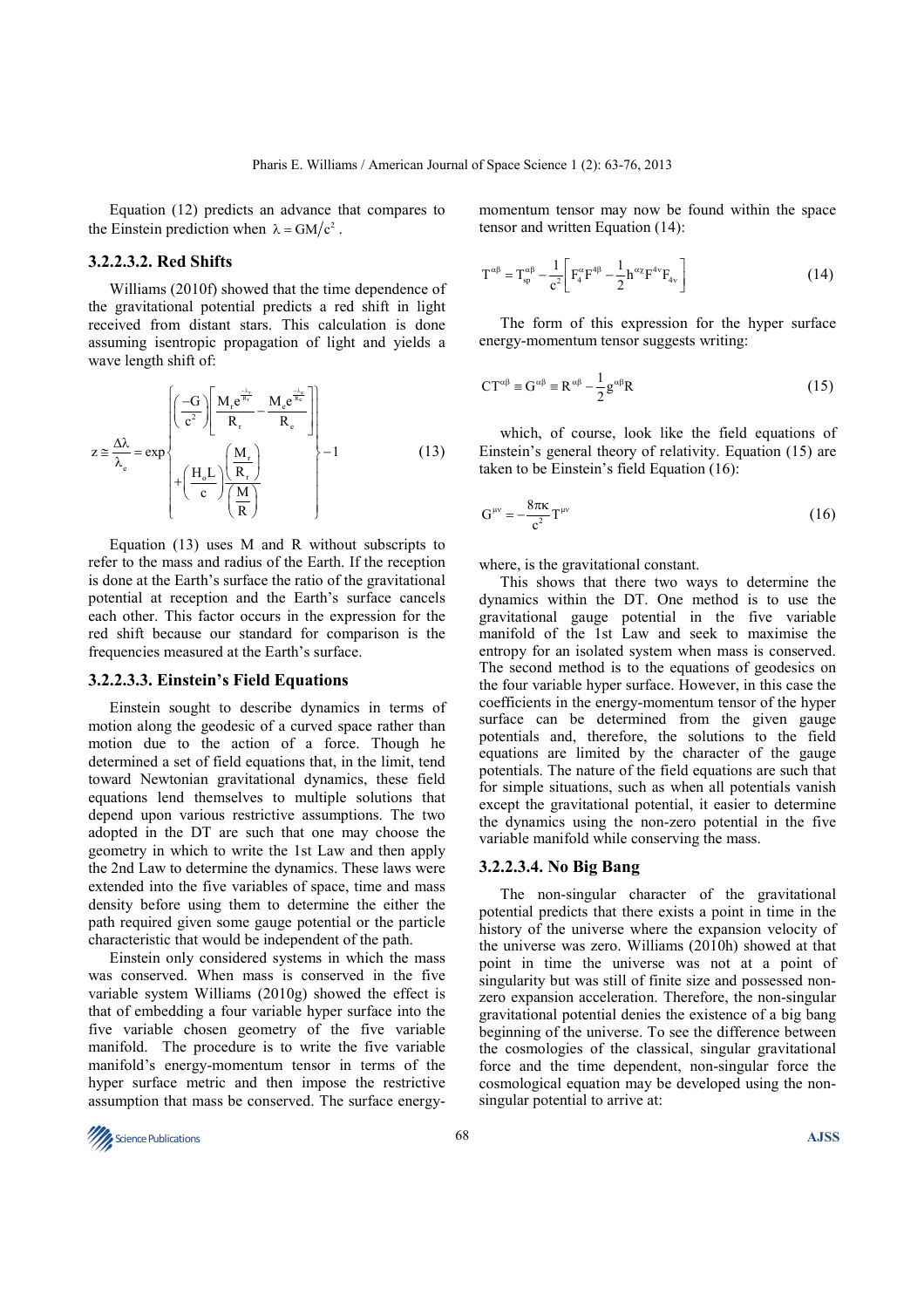Equation (12) predicts an advance that compares to the Einstein prediction when $\lambda = GM/c^2$.

#### 3.2.2.3.2. Red Shifts

Williams (2010f) showed that the time dependence of the gravitational potential predicts a red shift in light received from distant stars. This calculation is done assuming isentropic propagation of light and yields a wave length shift of:

$$z \cong \frac{\Delta\lambda}{\lambda_e} = \exp\left\{ \begin{array}{l} \left(\dfrac{-G}{c^2}\right)\left[\dfrac{M_r e^{\frac{-\lambda_r}{R_r}}}{R_r} - \dfrac{M_e e^{\frac{-\lambda_e}{R_e}}}{R_e}\right] \\ +\left(\dfrac{H_o L}{c}\right)\dfrac{\left(\dfrac{M_r}{R_r}\right)}{\left(\dfrac{M}{R}\right)} \end{array} \right\} - 1 \tag{13}$$

Equation (13) uses M and R without subscripts to refer to the mass and radius of the Earth. If the reception is done at the Earth's surface the ratio of the gravitational potential at reception and the Earth's surface cancels each other. This factor occurs in the expression for the red shift because our standard for comparison is the frequencies measured at the Earth's surface.

#### 3.2.2.3.3. Einstein's Field Equations

Einstein sought to describe dynamics in terms of motion along the geodesic of a curved space rather than motion due to the action of a force. Though he determined a set of field equations that, in the limit, tend toward Newtonian gravitational dynamics, these field equations lend themselves to multiple solutions that depend upon various restrictive assumptions. The two adopted in the DT are such that one may choose the geometry in which to write the 1st Law and then apply the 2nd Law to determine the dynamics. These laws were extended into the five variables of space, time and mass density before using them to determine the either the path required given some gauge potential or the particle characteristic that would be independent of the path.

Einstein only considered systems in which the mass was conserved. When mass is conserved in the five variable system Williams (2010g) showed the effect is that of embedding a four variable hyper surface into the five variable chosen geometry of the five variable manifold. The procedure is to write the five variable manifold's energy-momentum tensor in terms of the hyper surface metric and then impose the restrictive assumption that mass be conserved. The surface energy-momentum tensor may now be found within the space tensor and written Equation (14):

$$T^{\alpha\beta} = T^{\alpha\beta}_{sp} - \frac{1}{c^2}\left[F^{\alpha}_{4}F^{4\beta} - \frac{1}{2}h^{\alpha\chi}F^{4\nu}F_{4\nu}\right] \tag{14}$$

The form of this expression for the hyper surface energy-momentum tensor suggests writing:

$$CT^{\alpha\beta} \equiv G^{\alpha\beta} \equiv R^{\alpha\beta} - \frac{1}{2}g^{\alpha\beta}R \tag{15}$$

which, of course, look like the field equations of Einstein's general theory of relativity. Equation (15) are taken to be Einstein's field Equation (16):

$$G^{\mu\nu} = -\frac{8\pi\kappa}{c^2}T^{\mu\nu} \tag{16}$$

where, is the gravitational constant.

This shows that there two ways to determine the dynamics within the DT. One method is to use the gravitational gauge potential in the five variable manifold of the 1st Law and seek to maximise the entropy for an isolated system when mass is conserved. The second method is to the equations of geodesics on the four variable hyper surface. However, in this case the coefficients in the energy-momentum tensor of the hyper surface can be determined from the given gauge potentials and, therefore, the solutions to the field equations are limited by the character of the gauge potentials. The nature of the field equations are such that for simple situations, such as when all potentials vanish except the gravitational potential, it easier to determine the dynamics using the non-zero potential in the five variable manifold while conserving the mass.

#### 3.2.2.3.4. No Big Bang

The non-singular character of the gravitational potential predicts that there exists a point in time in the history of the universe where the expansion velocity of the universe was zero. Williams (2010h) showed at that point in time the universe was not at a point of singularity but was still of finite size and possessed non-zero expansion acceleration. Therefore, the non-singular gravitational potential denies the existence of a big bang beginning of the universe. To see the difference between the cosmologies of the classical, singular gravitational force and the time dependent, non-singular force the cosmological equation may be developed using the non-singular potential to arrive at: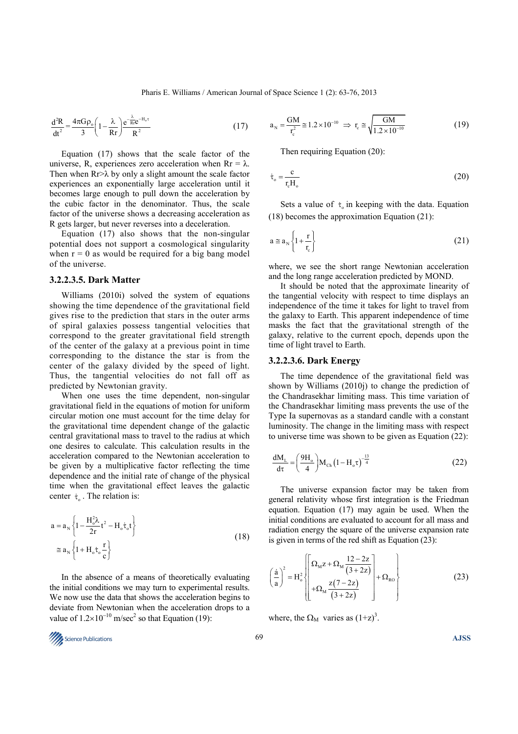$$\frac{d^2R}{dt^2} = \frac{4\pi G\rho_o}{3}\left(1 - \frac{\lambda}{Rr}\right)\frac{e^{-\frac{\lambda}{Rr}e^{-H_o\tau}}}{R^2} \tag{17}$$

Equation (17) shows that the scale factor of the universe, R, experiences zero acceleration when $Rr = \lambda$. Then when $Rr > \lambda$ by only a slight amount the scale factor experiences an exponentially large acceleration until it becomes large enough to pull down the acceleration by the cubic factor in the denominator. Thus, the scale factor of the universe shows a decreasing acceleration as R gets larger, but never reverses into a deceleration.

Equation (17) also shows that the non-singular potential does not support a cosmological singularity when $r = 0$ as would be required for a big bang model of the universe.

#### 3.2.2.3.5. Dark Matter

Williams (2010i) solved the system of equations showing the time dependence of the gravitational field gives rise to the prediction that stars in the outer arms of spiral galaxies possess tangential velocities that correspond to the greater gravitational field strength of the center of the galaxy at a previous point in time corresponding to the distance the star is from the center of the galaxy divided by the speed of light. Thus, the tangential velocities do not fall off as predicted by Newtonian gravity.

When one uses the time dependent, non-singular gravitational field in the equations of motion for uniform circular motion one must account for the time delay for the gravitational time dependent change of the galactic central gravitational mass to travel to the radius at which one desires to calculate. This calculation results in the acceleration compared to the Newtonian acceleration to be given by a multiplicative factor reflecting the time dependence and the initial rate of change of the physical time when the gravitational effect leaves the galactic center $\dot{\tau}_o$. The relation is:

$$\begin{aligned} a &= a_N\left\{1 - \frac{H_o^2\lambda}{2r}t^2 - H_o\dot{\tau}_o t\right\} \\ &\cong a_N\left\{1 + H_o\dot{\tau}_o\frac{r}{c}\right\} \end{aligned} \tag{18}$$

In the absence of a means of theoretically evaluating the initial conditions we may turn to experimental results. We now use the data that shows the acceleration begins to deviate from Newtonian when the acceleration drops to a value of $1.2\times10^{-10}$ m/sec$^2$ so that Equation (19):

$$a_N = \frac{GM}{r_c^2} \cong 1.2\times10^{-10} \Rightarrow r_c \cong \sqrt{\frac{GM}{1.2\times10^{-10}}} \tag{19}$$

Then requiring Equation (20):

$$\dot{\tau}_o = \frac{c}{r_c H_o} \tag{20}$$

Sets a value of $\dot{\tau}_o$ in keeping with the data. Equation (18) becomes the approximation Equation (21):

$$a \cong a_N\left\{1 + \frac{r}{r_c}\right\} \tag{21}$$

where, we see the short range Newtonian acceleration and the long range acceleration predicted by MOND.

It should be noted that the approximate linearity of the tangential velocity with respect to time displays an independence of the time it takes for light to travel from the galaxy to Earth. This apparent independence of time masks the fact that the gravitational strength of the galaxy, relative to the current epoch, depends upon the time of light travel to Earth.

#### 3.2.2.3.6. Dark Energy

The time dependence of the gravitational field was shown by Williams (2010j) to change the prediction of the Chandrasekhar limiting mass. This time variation of the Chandrasekhar limiting mass prevents the use of the Type Ia supernovas as a standard candle with a constant luminosity. The change in the limiting mass with respect to universe time was shown to be given as Equation (22):

$$\frac{dM_L}{d\tau} = \left(\frac{9H_o}{4}\right)M_{Ch}\left(1 - H_o\tau\right)^{-\frac{13}{4}} \tag{22}$$

The universe expansion factor may be taken from general relativity whose first integration is the Friedman equation. Equation (17) may again be used. When the initial conditions are evaluated to account for all mass and radiation energy the square of the universe expansion rate is given in terms of the red shift as Equation (23):

$$\left(\frac{\dot{a}}{a}\right)^2 = H_o^2\left\{\left[\begin{aligned} &\Omega_M z + \Omega_M\frac{12 - 2z}{(3 + 2z)} \\ &+ \Omega_M\frac{z(7 - 2z)}{(3 + 2z)} \end{aligned}\right] + \Omega_{RO}\right\} \tag{23}$$

where, the $\Omega_M$ varies as $(1+z)^3$.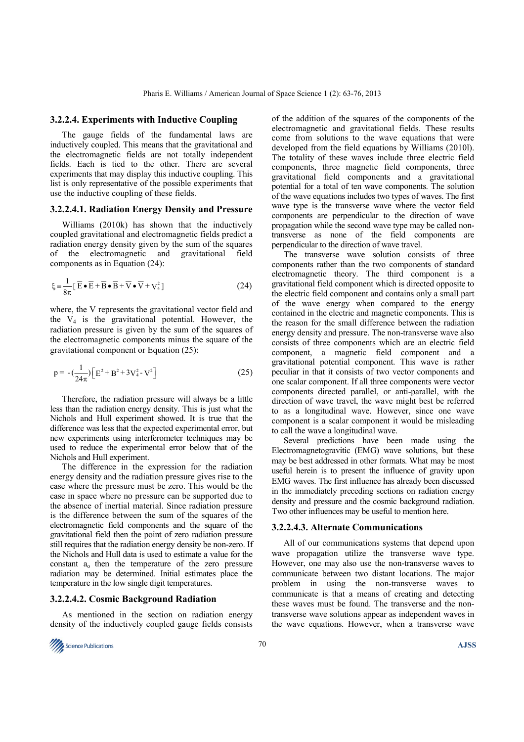### 3.2.2.4. Experiments with Inductive Coupling

The gauge fields of the fundamental laws are inductively coupled. This means that the gravitational and the electromagnetic fields are not totally independent fields. Each is tied to the other. There are several experiments that may display this inductive coupling. This list is only representative of the possible experiments that use the inductive coupling of these fields.

### 3.2.2.4.1. Radiation Energy Density and Pressure

Williams (2010k) has shown that the inductively coupled gravitational and electromagnetic fields predict a radiation energy density given by the sum of the squares of the electromagnetic and gravitational field components as in Equation (24):

$$\xi \equiv \frac{1}{8\pi}[\,\overline{E}\bullet\overline{E}+\overline{B}\bullet\overline{B}+\overline{V}\bullet\overline{V}+V_4^2\,] \tag{24}$$

where, the V represents the gravitational vector field and the $V_4$ is the gravitational potential. However, the radiation pressure is given by the sum of the squares of the electromagnetic components minus the square of the gravitational component or Equation (25):

$$p = -(\frac{1}{24\pi})\left[E^2 + B^2 + 3V_4^2 - V^2\right] \tag{25}$$

Therefore, the radiation pressure will always be a little less than the radiation energy density. This is just what the Nichols and Hull experiment showed. It is true that the difference was less that the expected experimental error, but new experiments using interferometer techniques may be used to reduce the experimental error below that of the Nichols and Hull experiment.

The difference in the expression for the radiation energy density and the radiation pressure gives rise to the case where the pressure must be zero. This would be the case in space where no pressure can be supported due to the absence of inertial material. Since radiation pressure is the difference between the sum of the squares of the electromagnetic field components and the square of the gravitational field then the point of zero radiation pressure still requires that the radiation energy density be non-zero. If the Nichols and Hull data is used to estimate a value for the constant $a_o$ then the temperature of the zero pressure radiation may be determined. Initial estimates place the temperature in the low single digit temperatures.

### 3.2.2.4.2. Cosmic Background Radiation

As mentioned in the section on radiation energy density of the inductively coupled gauge fields consists of the addition of the squares of the components of the electromagnetic and gravitational fields. These results come from solutions to the wave equations that were developed from the field equations by Williams (2010l). The totality of these waves include three electric field components, three magnetic field components, three gravitational field components and a gravitational potential for a total of ten wave components. The solution of the wave equations includes two types of waves. The first wave type is the transverse wave where the vector field components are perpendicular to the direction of wave propagation while the second wave type may be called non-transverse as none of the field components are perpendicular to the direction of wave travel.

The transverse wave solution consists of three components rather than the two components of standard electromagnetic theory. The third component is a gravitational field component which is directed opposite to the electric field component and contains only a small part of the wave energy when compared to the energy contained in the electric and magnetic components. This is the reason for the small difference between the radiation energy density and pressure. The non-transverse wave also consists of three components which are an electric field component, a magnetic field component and a gravitational potential component. This wave is rather peculiar in that it consists of two vector components and one scalar component. If all three components were vector components directed parallel, or anti-parallel, with the direction of wave travel, the wave might best be referred to as a longitudinal wave. However, since one wave component is a scalar component it would be misleading to call the wave a longitudinal wave.

Several predictions have been made using the Electromagnetogravitic (EMG) wave solutions, but these may be best addressed in other formats. What may be most useful herein is to present the influence of gravity upon EMG waves. The first influence has already been discussed in the immediately preceding sections on radiation energy density and pressure and the cosmic background radiation. Two other influences may be useful to mention here.

### 3.2.2.4.3. Alternate Communications

All of our communications systems that depend upon wave propagation utilize the transverse wave type. However, one may also use the non-transverse waves to communicate between two distant locations. The major problem in using the non-transverse waves to communicate is that a means of creating and detecting these waves must be found. The transverse and the non-transverse wave solutions appear as independent waves in the wave equations. However, when a transverse wave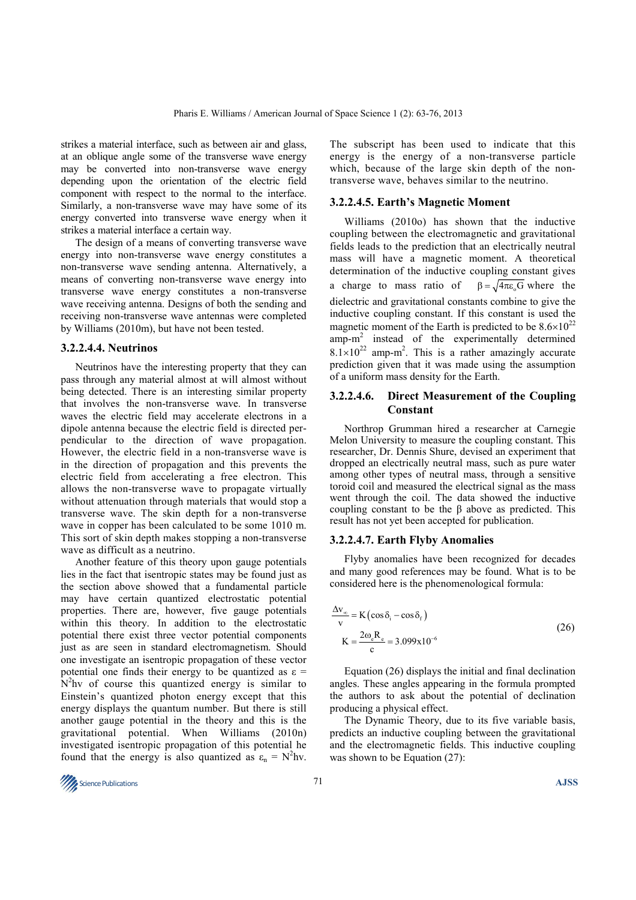strikes a material interface, such as between air and glass, at an oblique angle some of the transverse wave energy may be converted into non-transverse wave energy depending upon the orientation of the electric field component with respect to the normal to the interface. Similarly, a non-transverse wave may have some of its energy converted into transverse wave energy when it strikes a material interface a certain way.

The design of a means of converting transverse wave energy into non-transverse wave energy constitutes a non-transverse wave sending antenna. Alternatively, a means of converting non-transverse wave energy into transverse wave energy constitutes a non-transverse wave receiving antenna. Designs of both the sending and receiving non-transverse wave antennas were completed by Williams (2010m), but have not been tested.

#### 3.2.2.4.4. Neutrinos

Neutrinos have the interesting property that they can pass through any material almost at will almost without being detected. There is an interesting similar property that involves the non-transverse wave. In transverse waves the electric field may accelerate electrons in a dipole antenna because the electric field is directed perpendicular to the direction of wave propagation. However, the electric field in a non-transverse wave is in the direction of propagation and this prevents the electric field from accelerating a free electron. This allows the non-transverse wave to propagate virtually without attenuation through materials that would stop a transverse wave. The skin depth for a non-transverse wave in copper has been calculated to be some 1010 m. This sort of skin depth makes stopping a non-transverse wave as difficult as a neutrino.

Another feature of this theory upon gauge potentials lies in the fact that isentropic states may be found just as the section above showed that a fundamental particle may have certain quantized electrostatic potential properties. There are, however, five gauge potentials within this theory. In addition to the electrostatic potential there exist three vector potential components just as are seen in standard electromagnetism. Should one investigate an isentropic propagation of these vector potential one finds their energy to be quantized as $\varepsilon = N^2 h\nu$ of course this quantized energy is similar to Einstein's quantized photon energy except that this energy displays the quantum number. But there is still another gauge potential in the theory and this is the gravitational potential. When Williams (2010n) investigated isentropic propagation of this potential he found that the energy is also quantized as $\varepsilon_n = N^2 h\nu$. The subscript has been used to indicate that this energy is the energy of a non-transverse particle which, because of the large skin depth of the non-transverse wave, behaves similar to the neutrino.

#### 3.2.2.4.5. Earth's Magnetic Moment

Williams (2010o) has shown that the inductive coupling between the electromagnetic and gravitational fields leads to the prediction that an electrically neutral mass will have a magnetic moment. A theoretical determination of the inductive coupling constant gives a charge to mass ratio of $\beta = \sqrt{4\pi\varepsilon_o G}$ where the dielectric and gravitational constants combine to give the inductive coupling constant. If this constant is used the magnetic moment of the Earth is predicted to be $8.6\times10^{22}$ amp-m$^2$ instead of the experimentally determined $8.1\times10^{22}$ amp-m$^2$. This is a rather amazingly accurate prediction given that it was made using the assumption of a uniform mass density for the Earth.

#### 3.2.2.4.6. Direct Measurement of the Coupling Constant

Northrop Grumman hired a researcher at Carnegie Melon University to measure the coupling constant. This researcher, Dr. Dennis Shure, devised an experiment that dropped an electrically neutral mass, such as pure water among other types of neutral mass, through a sensitive toroid coil and measured the electrical signal as the mass went through the coil. The data showed the inductive coupling constant to be the β above as predicted. This result has not yet been accepted for publication.

#### 3.2.2.4.7. Earth Flyby Anomalies

Flyby anomalies have been recognized for decades and many good references may be found. What is to be considered here is the phenomenological formula:

$$\frac{\Delta v_\infty}{v} = K\left(\cos\delta_i - \cos\delta_f\right)$$
$$K = \frac{2\omega_e R_e}{c} = 3.099\text{x}10^{-6} \tag{26}$$

Equation (26) displays the initial and final declination angles. These angles appearing in the formula prompted the authors to ask about the potential of declination producing a physical effect.

The Dynamic Theory, due to its five variable basis, predicts an inductive coupling between the gravitational and the electromagnetic fields. This inductive coupling was shown to be Equation (27):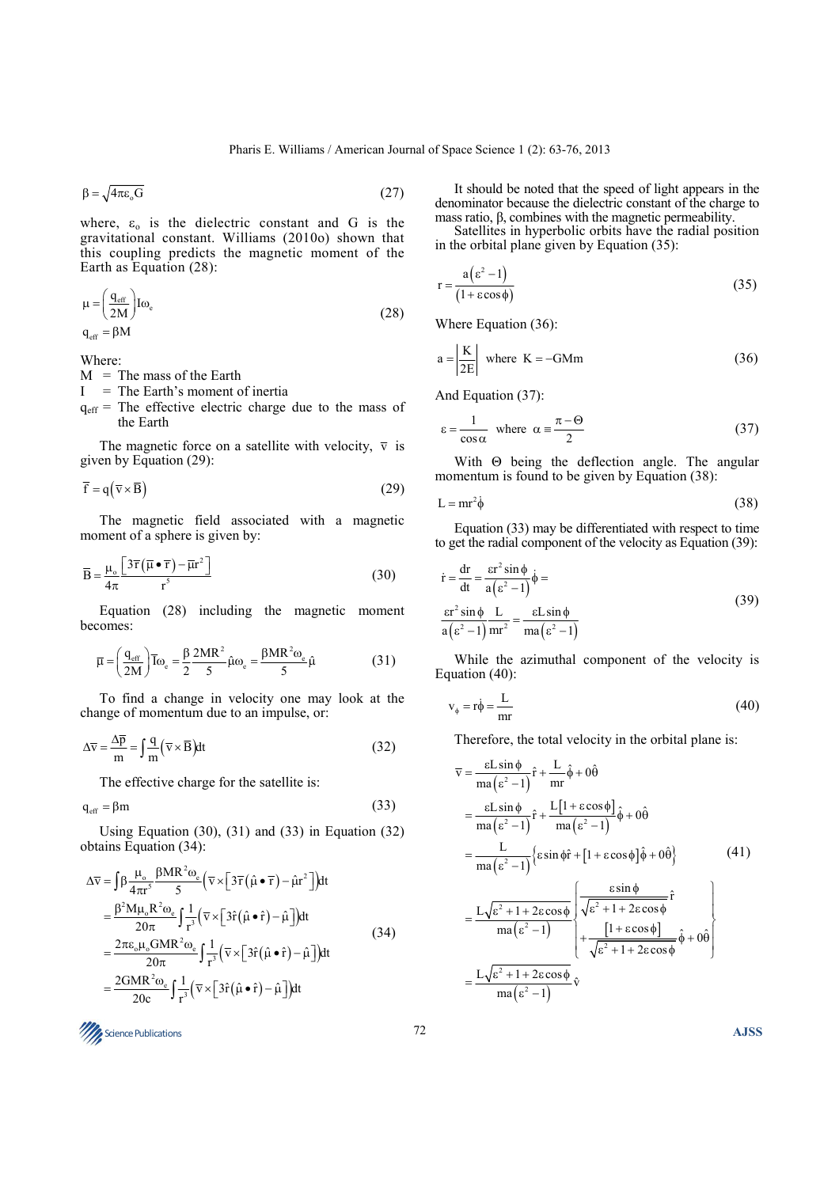$$\beta = \sqrt{4\pi\varepsilon_o G} \tag{27}$$

where, $\varepsilon_o$ is the dielectric constant and G is the gravitational constant. Williams (2010o) shown that this coupling predicts the magnetic moment of the Earth as Equation (28):

$$\begin{aligned} \mu &= \left(\frac{q_{eff}}{2M}\right) I\omega_e \\ q_{eff} &= \beta M \end{aligned} \tag{28}$$

Where:

M = The mass of the Earth

I = The Earth's moment of inertia

$q_{eff}$ = The effective electric charge due to the mass of the Earth

The magnetic force on a satellite with velocity, $\overline{v}$ is given by Equation (29):

$$\overline{f} = q\left(\overline{v} \times \overline{B}\right) \tag{29}$$

The magnetic field associated with a magnetic moment of a sphere is given by:

$$\overline{B} = \frac{\mu_o}{4\pi} \frac{\left[3\overline{r}\left(\overline{\mu} \bullet \overline{r}\right) - \overline{\mu} r^2\right]}{r^5} \tag{30}$$

Equation (28) including the magnetic moment becomes:

$$\overline{\mu} = \left(\frac{q_{eff}}{2M}\right) \overline{I}\omega_e = \frac{\beta}{2} \frac{2MR^2}{5} \hat{\mu}\omega_e = \frac{\beta MR^2 \omega_e}{5} \hat{\mu} \tag{31}$$

To find a change in velocity one may look at the change of momentum due to an impulse, or:

$$\Delta\overline{v} = \frac{\Delta\overline{p}}{m} = \int \frac{q}{m}\left(\overline{v} \times \overline{B}\right) dt \tag{32}$$

The effective charge for the satellite is:

$$q_{eff} = \beta m \tag{33}$$

Using Equation (30), (31) and (33) in Equation (32) obtains Equation (34):

$$\begin{aligned} \Delta\overline{v} &= \int \beta \frac{\mu_o}{4\pi r^5} \frac{\beta MR^2 \omega_e}{5} \left(\overline{v} \times \left[3\overline{r}\left(\hat{\mu} \bullet \overline{r}\right) - \hat{\mu} r^2\right]\right) dt \\ &= \frac{\beta^2 M\mu_o R^2 \omega_e}{20\pi} \int \frac{1}{r^3}\left(\overline{v} \times \left[3\hat{r}\left(\hat{\mu} \bullet \hat{r}\right) - \hat{\mu}\right]\right) dt \\ &= \frac{2\pi\varepsilon_o \mu_o GMR^2 \omega_e}{20\pi} \int \frac{1}{r^3}\left(\overline{v} \times \left[3\hat{r}\left(\hat{\mu} \bullet \hat{r}\right) - \hat{\mu}\right]\right) dt \\ &= \frac{2GMR^2 \omega_e}{20c} \int \frac{1}{r^3}\left(\overline{v} \times \left[3\hat{r}\left(\hat{\mu} \bullet \hat{r}\right) - \hat{\mu}\right]\right) dt \end{aligned} \tag{34}$$

It should be noted that the speed of light appears in the denominator because the dielectric constant of the charge to mass ratio, β, combines with the magnetic permeability.

Satellites in hyperbolic orbits have the radial position in the orbital plane given by Equation (35):

$$r = \frac{a\left(\varepsilon^2 - 1\right)}{\left(1 + \varepsilon\cos\phi\right)} \tag{35}$$

Where Equation (36):

$$a = \left|\frac{K}{2E}\right| \quad \text{where } K = -GMm \tag{36}$$

And Equation (37):

$$\varepsilon = \frac{1}{\cos\alpha} \quad \text{where } \alpha \equiv \frac{\pi - \Theta}{2} \tag{37}$$

With Θ being the deflection angle. The angular momentum is found to be given by Equation (38):

$$L = mr^2\dot{\phi} \tag{38}$$

Equation (33) may be differentiated with respect to time to get the radial component of the velocity as Equation (39):

$$\begin{aligned} \dot{r} &= \frac{dr}{dt} = \frac{\varepsilon r^2 \sin\phi}{a\left(\varepsilon^2 - 1\right)} \dot{\phi} = \\ &\frac{\varepsilon r^2 \sin\phi}{a\left(\varepsilon^2 - 1\right)} \frac{L}{mr^2} = \frac{\varepsilon L \sin\phi}{ma\left(\varepsilon^2 - 1\right)} \end{aligned} \tag{39}$$

While the azimuthal component of the velocity is Equation (40):

$$v_\phi = r\dot{\phi} = \frac{L}{mr} \tag{40}$$

Therefore, the total velocity in the orbital plane is:

$$\begin{aligned} \overline{v} &= \frac{\varepsilon L \sin\phi}{ma\left(\varepsilon^2 - 1\right)} \hat{r} + \frac{L}{mr} \hat{\phi} + 0\hat{\theta} \\ &= \frac{\varepsilon L \sin\phi}{ma\left(\varepsilon^2 - 1\right)} \hat{r} + \frac{L\left[1 + \varepsilon\cos\phi\right]}{ma\left(\varepsilon^2 - 1\right)} \hat{\phi} + 0\hat{\theta} \\ &= \frac{L}{ma\left(\varepsilon^2 - 1\right)} \left\{\varepsilon\sin\phi\hat{r} + \left[1 + \varepsilon\cos\phi\right]\hat{\phi} + 0\hat{\theta}\right\} \\ &= \frac{L\sqrt{\varepsilon^2 + 1 + 2\varepsilon\cos\phi}}{ma\left(\varepsilon^2 - 1\right)} \left\{ \begin{aligned} &\frac{\varepsilon\sin\phi}{\sqrt{\varepsilon^2 + 1 + 2\varepsilon\cos\phi}} \hat{r} \\ &+ \frac{\left[1 + \varepsilon\cos\phi\right]}{\sqrt{\varepsilon^2 + 1 + 2\varepsilon\cos\phi}} \hat{\phi} + 0\hat{\theta} \end{aligned} \right\} \\ &= \frac{L\sqrt{\varepsilon^2 + 1 + 2\varepsilon\cos\phi}}{ma\left(\varepsilon^2 - 1\right)} \hat{v} \end{aligned} \tag{41}$$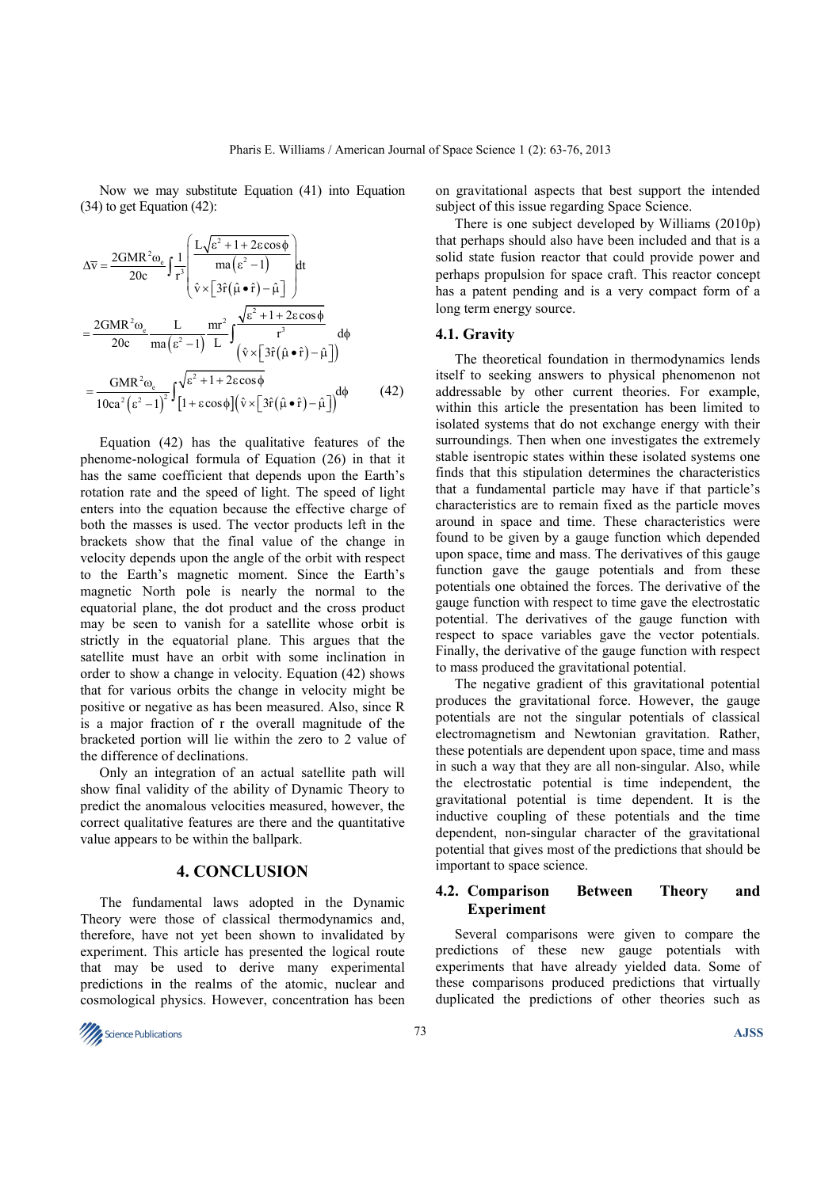Now we may substitute Equation (41) into Equation (34) to get Equation (42):

$$
\begin{aligned}
\Delta\overline{v} &= \frac{2GMR^2\omega_e}{20c}\int \frac{1}{r^3}\begin{pmatrix} \dfrac{L\sqrt{\varepsilon^2+1+2\varepsilon\cos\phi}}{ma\left(\varepsilon^2-1\right)} \\ \hat{v}\times\left[3\hat{r}\left(\hat{\mu}\bullet\hat{r}\right)-\hat{\mu}\right] \end{pmatrix} dt \\
&= \frac{2GMR^2\omega_e}{20c}\frac{L}{ma\left(\varepsilon^2-1\right)}\frac{mr^2}{L}\int \begin{matrix} \dfrac{\sqrt{\varepsilon^2+1+2\varepsilon\cos\phi}}{r^3} \\ \left(\hat{v}\times\left[3\hat{r}\left(\hat{\mu}\bullet\hat{r}\right)-\hat{\mu}\right]\right) \end{matrix} d\phi \\
&= \frac{GMR^2\omega_e}{10ca^2\left(\varepsilon^2-1\right)^2}\int \frac{\sqrt{\varepsilon^2+1+2\varepsilon\cos\phi}}{\left[1+\varepsilon\cos\phi\right]}\left(\hat{v}\times\left[3\hat{r}\left(\hat{\mu}\bullet\hat{r}\right)-\hat{\mu}\right]\right) d\phi
\end{aligned}
\tag{42}
$$

Equation (42) has the qualitative features of the phenome-nological formula of Equation (26) in that it has the same coefficient that depends upon the Earth's rotation rate and the speed of light. The speed of light enters into the equation because the effective charge of both the masses is used. The vector products left in the brackets show that the final value of the change in velocity depends upon the angle of the orbit with respect to the Earth's magnetic moment. Since the Earth's magnetic North pole is nearly the normal to the equatorial plane, the dot product and the cross product may be seen to vanish for a satellite whose orbit is strictly in the equatorial plane. This argues that the satellite must have an orbit with some inclination in order to show a change in velocity. Equation (42) shows that for various orbits the change in velocity might be positive or negative as has been measured. Also, since R is a major fraction of r the overall magnitude of the bracketed portion will lie within the zero to 2 value of the difference of declinations.

Only an integration of an actual satellite path will show final validity of the ability of Dynamic Theory to predict the anomalous velocities measured, however, the correct qualitative features are there and the quantitative value appears to be within the ballpark.

## 4. CONCLUSION

The fundamental laws adopted in the Dynamic Theory were those of classical thermodynamics and, therefore, have not yet been shown to invalidated by experiment. This article has presented the logical route that may be used to derive many experimental predictions in the realms of the atomic, nuclear and cosmological physics. However, concentration has been on gravitational aspects that best support the intended subject of this issue regarding Space Science.

There is one subject developed by Williams (2010p) that perhaps should also have been included and that is a solid state fusion reactor that could provide power and perhaps propulsion for space craft. This reactor concept has a patent pending and is a very compact form of a long term energy source.

### 4.1. Gravity

The theoretical foundation in thermodynamics lends itself to seeking answers to physical phenomenon not addressable by other current theories. For example, within this article the presentation has been limited to isolated systems that do not exchange energy with their surroundings. Then when one investigates the extremely stable isentropic states within these isolated systems one finds that this stipulation determines the characteristics that a fundamental particle may have if that particle's characteristics are to remain fixed as the particle moves around in space and time. These characteristics were found to be given by a gauge function which depended upon space, time and mass. The derivatives of this gauge function gave the gauge potentials and from these potentials one obtained the forces. The derivative of the gauge function with respect to time gave the electrostatic potential. The derivatives of the gauge function with respect to space variables gave the vector potentials. Finally, the derivative of the gauge function with respect to mass produced the gravitational potential.

The negative gradient of this gravitational potential produces the gravitational force. However, the gauge potentials are not the singular potentials of classical electromagnetism and Newtonian gravitation. Rather, these potentials are dependent upon space, time and mass in such a way that they are all non-singular. Also, while the electrostatic potential is time independent, the gravitational potential is time dependent. It is the inductive coupling of these potentials and the time dependent, non-singular character of the gravitational potential that gives most of the predictions that should be important to space science.

### 4.2. Comparison Between Theory and Experiment

Several comparisons were given to compare the predictions of these new gauge potentials with experiments that have already yielded data. Some of these comparisons produced predictions that virtually duplicated the predictions of other theories such as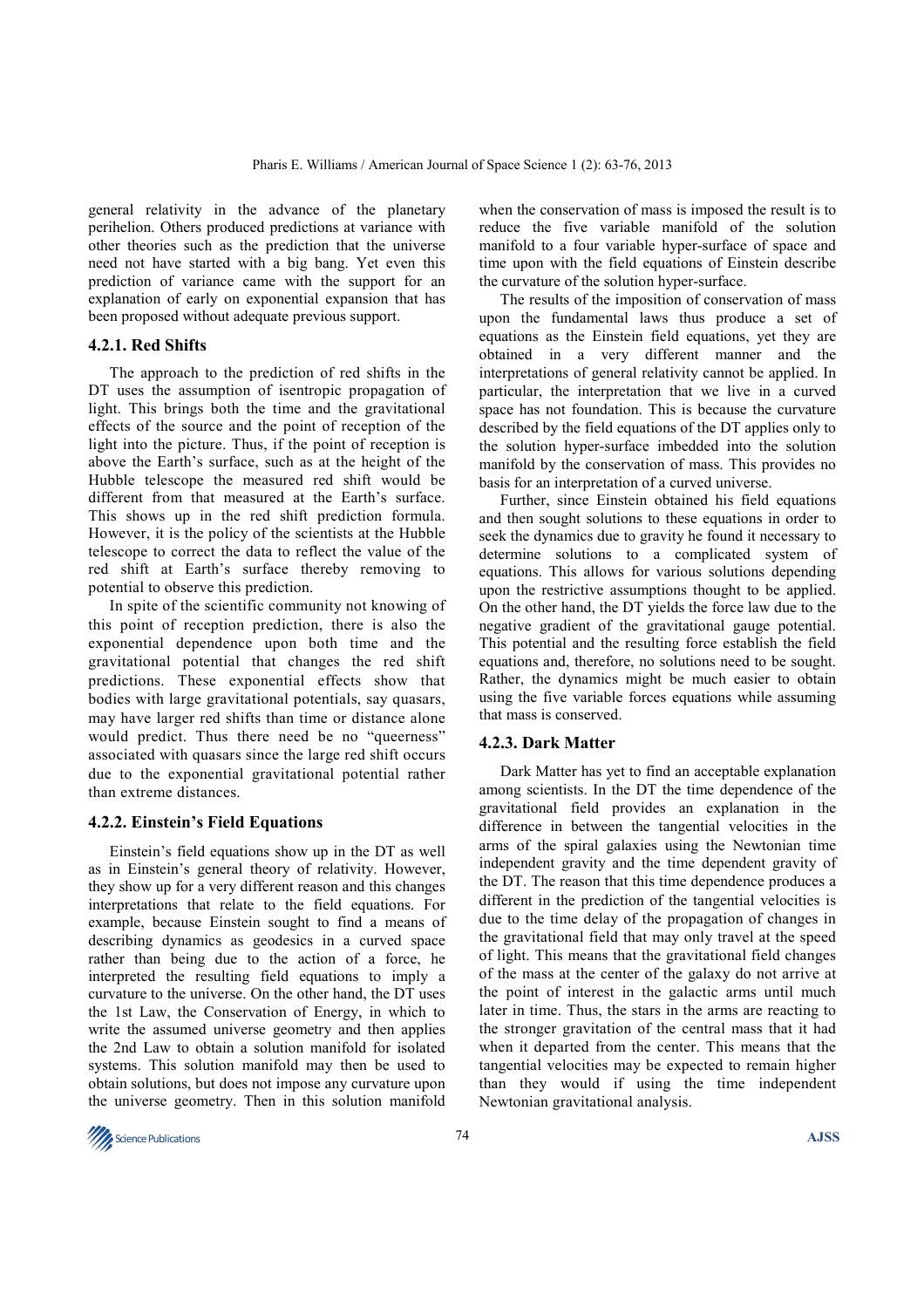general relativity in the advance of the planetary perihelion. Others produced predictions at variance with other theories such as the prediction that the universe need not have started with a big bang. Yet even this prediction of variance came with the support for an explanation of early on exponential expansion that has been proposed without adequate previous support.

#### 4.2.1. Red Shifts

The approach to the prediction of red shifts in the DT uses the assumption of isentropic propagation of light. This brings both the time and the gravitational effects of the source and the point of reception of the light into the picture. Thus, if the point of reception is above the Earth's surface, such as at the height of the Hubble telescope the measured red shift would be different from that measured at the Earth's surface. This shows up in the red shift prediction formula. However, it is the policy of the scientists at the Hubble telescope to correct the data to reflect the value of the red shift at Earth's surface thereby removing to potential to observe this prediction.

In spite of the scientific community not knowing of this point of reception prediction, there is also the exponential dependence upon both time and the gravitational potential that changes the red shift predictions. These exponential effects show that bodies with large gravitational potentials, say quasars, may have larger red shifts than time or distance alone would predict. Thus there need be no "queerness" associated with quasars since the large red shift occurs due to the exponential gravitational potential rather than extreme distances.

#### 4.2.2. Einstein's Field Equations

Einstein's field equations show up in the DT as well as in Einstein's general theory of relativity. However, they show up for a very different reason and this changes interpretations that relate to the field equations. For example, because Einstein sought to find a means of describing dynamics as geodesics in a curved space rather than being due to the action of a force, he interpreted the resulting field equations to imply a curvature to the universe. On the other hand, the DT uses the 1st Law, the Conservation of Energy, in which to write the assumed universe geometry and then applies the 2nd Law to obtain a solution manifold for isolated systems. This solution manifold may then be used to obtain solutions, but does not impose any curvature upon the universe geometry. Then in this solution manifold when the conservation of mass is imposed the result is to reduce the five variable manifold of the solution manifold to a four variable hyper-surface of space and time upon with the field equations of Einstein describe the curvature of the solution hyper-surface.

The results of the imposition of conservation of mass upon the fundamental laws thus produce a set of equations as the Einstein field equations, yet they are obtained in a very different manner and the interpretations of general relativity cannot be applied. In particular, the interpretation that we live in a curved space has not foundation. This is because the curvature described by the field equations of the DT applies only to the solution hyper-surface imbedded into the solution manifold by the conservation of mass. This provides no basis for an interpretation of a curved universe.

Further, since Einstein obtained his field equations and then sought solutions to these equations in order to seek the dynamics due to gravity he found it necessary to determine solutions to a complicated system of equations. This allows for various solutions depending upon the restrictive assumptions thought to be applied. On the other hand, the DT yields the force law due to the negative gradient of the gravitational gauge potential. This potential and the resulting force establish the field equations and, therefore, no solutions need to be sought. Rather, the dynamics might be much easier to obtain using the five variable forces equations while assuming that mass is conserved.

#### 4.2.3. Dark Matter

Dark Matter has yet to find an acceptable explanation among scientists. In the DT the time dependence of the gravitational field provides an explanation in the difference in between the tangential velocities in the arms of the spiral galaxies using the Newtonian time independent gravity and the time dependent gravity of the DT. The reason that this time dependence produces a different in the prediction of the tangential velocities is due to the time delay of the propagation of changes in the gravitational field that may only travel at the speed of light. This means that the gravitational field changes of the mass at the center of the galaxy do not arrive at the point of interest in the galactic arms until much later in time. Thus, the stars in the arms are reacting to the stronger gravitation of the central mass that it had when it departed from the center. This means that the tangential velocities may be expected to remain higher than they would if using the time independent Newtonian gravitational analysis.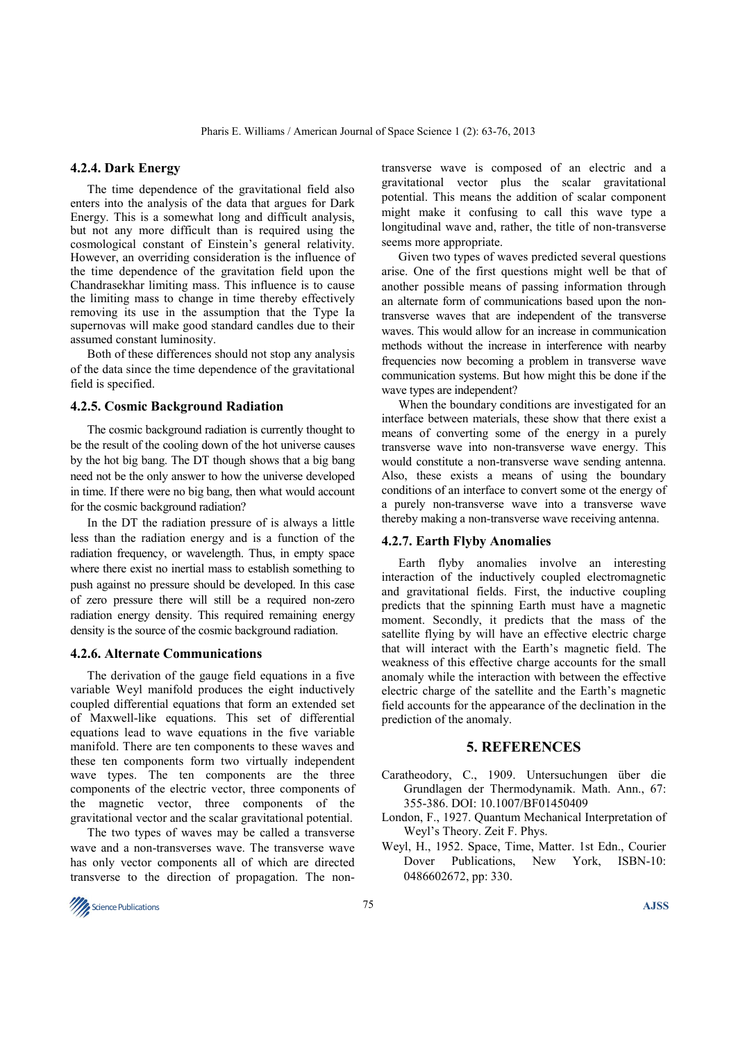### 4.2.4. Dark Energy

The time dependence of the gravitational field also enters into the analysis of the data that argues for Dark Energy. This is a somewhat long and difficult analysis, but not any more difficult than is required using the cosmological constant of Einstein's general relativity. However, an overriding consideration is the influence of the time dependence of the gravitation field upon the Chandrasekhar limiting mass. This influence is to cause the limiting mass to change in time thereby effectively removing its use in the assumption that the Type Ia supernovas will make good standard candles due to their assumed constant luminosity.

Both of these differences should not stop any analysis of the data since the time dependence of the gravitational field is specified.

### 4.2.5. Cosmic Background Radiation

The cosmic background radiation is currently thought to be the result of the cooling down of the hot universe causes by the hot big bang. The DT though shows that a big bang need not be the only answer to how the universe developed in time. If there were no big bang, then what would account for the cosmic background radiation?

In the DT the radiation pressure of is always a little less than the radiation energy and is a function of the radiation frequency, or wavelength. Thus, in empty space where there exist no inertial mass to establish something to push against no pressure should be developed. In this case of zero pressure there will still be a required non-zero radiation energy density. This required remaining energy density is the source of the cosmic background radiation.

### 4.2.6. Alternate Communications

The derivation of the gauge field equations in a five variable Weyl manifold produces the eight inductively coupled differential equations that form an extended set of Maxwell-like equations. This set of differential equations lead to wave equations in the five variable manifold. There are ten components to these waves and these ten components form two virtually independent wave types. The ten components are the three components of the electric vector, three components of the magnetic vector, three components of the gravitational vector and the scalar gravitational potential.

The two types of waves may be called a transverse wave and a non-transverses wave. The transverse wave has only vector components all of which are directed transverse to the direction of propagation. The non-transverse wave is composed of an electric and a gravitational vector plus the scalar gravitational potential. This means the addition of scalar component might make it confusing to call this wave type a longitudinal wave and, rather, the title of non-transverse seems more appropriate.

Given two types of waves predicted several questions arise. One of the first questions might well be that of another possible means of passing information through an alternate form of communications based upon the non-transverse waves that are independent of the transverse waves. This would allow for an increase in communication methods without the increase in interference with nearby frequencies now becoming a problem in transverse wave communication systems. But how might this be done if the wave types are independent?

When the boundary conditions are investigated for an interface between materials, these show that there exist a means of converting some of the energy in a purely transverse wave into non-transverse wave energy. This would constitute a non-transverse wave sending antenna. Also, these exists a means of using the boundary conditions of an interface to convert some ot the energy of a purely non-transverse wave into a transverse wave thereby making a non-transverse wave receiving antenna.

### 4.2.7. Earth Flyby Anomalies

Earth flyby anomalies involve an interesting interaction of the inductively coupled electromagnetic and gravitational fields. First, the inductive coupling predicts that the spinning Earth must have a magnetic moment. Secondly, it predicts that the mass of the satellite flying by will have an effective electric charge that will interact with the Earth's magnetic field. The weakness of this effective charge accounts for the small anomaly while the interaction with between the effective electric charge of the satellite and the Earth's magnetic field accounts for the appearance of the declination in the prediction of the anomaly.

## 5. REFERENCES

Caratheodory, C., 1909. Untersuchungen über die Grundlagen der Thermodynamik. Math. Ann., 67: 355-386. DOI: 10.1007/BF01450409

London, F., 1927. Quantum Mechanical Interpretation of Weyl's Theory. Zeit F. Phys.

Weyl, H., 1952. Space, Time, Matter. 1st Edn., Courier Dover Publications, New York, ISBN-10: 0486602672, pp: 330.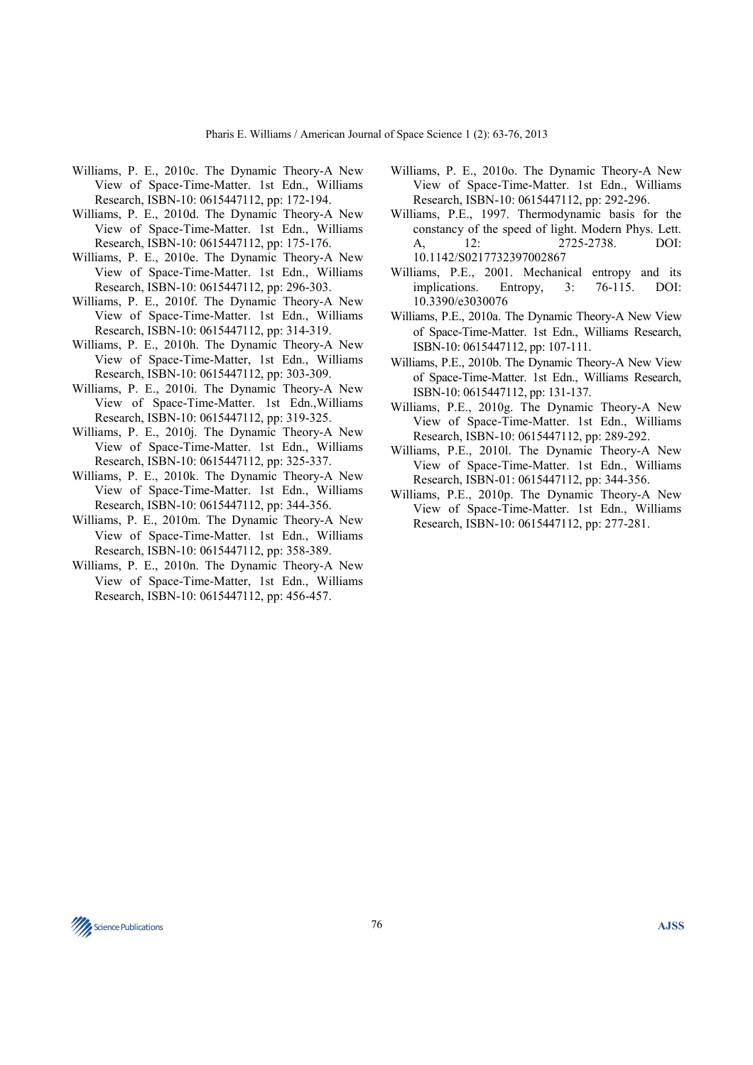Williams, P. E., 2010c. The Dynamic Theory-A New View of Space-Time-Matter. 1st Edn., Williams Research, ISBN-10: 0615447112, pp: 172-194.

Williams, P. E., 2010d. The Dynamic Theory-A New View of Space-Time-Matter. 1st Edn., Williams Research, ISBN-10: 0615447112, pp: 175-176.

Williams, P. E., 2010e. The Dynamic Theory-A New View of Space-Time-Matter. 1st Edn., Williams Research, ISBN-10: 0615447112, pp: 296-303.

Williams, P. E., 2010f. The Dynamic Theory-A New View of Space-Time-Matter. 1st Edn., Williams Research, ISBN-10: 0615447112, pp: 314-319.

Williams, P. E., 2010h. The Dynamic Theory-A New View of Space-Time-Matter, 1st Edn., Williams Research, ISBN-10: 0615447112, pp: 303-309.

Williams, P. E., 2010i. The Dynamic Theory-A New View of Space-Time-Matter. 1st Edn.,Williams Research, ISBN-10: 0615447112, pp: 319-325.

Williams, P. E., 2010j. The Dynamic Theory-A New View of Space-Time-Matter. 1st Edn., Williams Research, ISBN-10: 0615447112, pp: 325-337.

Williams, P. E., 2010k. The Dynamic Theory-A New View of Space-Time-Matter. 1st Edn., Williams Research, ISBN-10: 0615447112, pp: 344-356.

Williams, P. E., 2010m. The Dynamic Theory-A New View of Space-Time-Matter. 1st Edn., Williams Research, ISBN-10: 0615447112, pp: 358-389.

Williams, P. E., 2010n. The Dynamic Theory-A New View of Space-Time-Matter, 1st Edn., Williams Research, ISBN-10: 0615447112, pp: 456-457.

Williams, P. E., 2010o. The Dynamic Theory-A New View of Space-Time-Matter. 1st Edn., Williams Research, ISBN-10: 0615447112, pp: 292-296.

Williams, P.E., 1997. Thermodynamic basis for the constancy of the speed of light. Modern Phys. Lett. A, 12: 2725-2738. DOI: 10.1142/S0217732397002867

Williams, P.E., 2001. Mechanical entropy and its implications. Entropy, 3: 76-115. DOI: 10.3390/e3030076

Williams, P.E., 2010a. The Dynamic Theory-A New View of Space-Time-Matter. 1st Edn., Williams Research, ISBN-10: 0615447112, pp: 107-111.

Williams, P.E., 2010b. The Dynamic Theory-A New View of Space-Time-Matter. 1st Edn., Williams Research, ISBN-10: 0615447112, pp: 131-137.

Williams, P.E., 2010g. The Dynamic Theory-A New View of Space-Time-Matter. 1st Edn., Williams Research, ISBN-10: 0615447112, pp: 289-292.

Williams, P.E., 2010l. The Dynamic Theory-A New View of Space-Time-Matter. 1st Edn., Williams Research, ISBN-01: 0615447112, pp: 344-356.

Williams, P.E., 2010p. The Dynamic Theory-A New View of Space-Time-Matter. 1st Edn., Williams Research, ISBN-10: 0615447112, pp: 277-281.